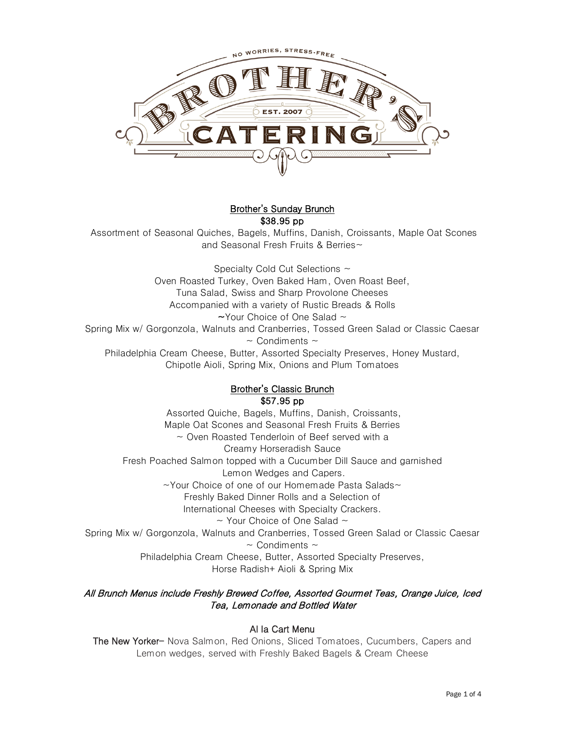## Brother's Sunday Brunch
**$38.95 pp**

Assortment of Seasonal Quiches, Bagels, Muffins, Danish, Croissants, Maple Oat Scones and Seasonal Fresh Fruits & Berries~

Specialty Cold Cut Selections ~
Oven Roasted Turkey, Oven Baked Ham, Oven Roast Beef,
Tuna Salad, Swiss and Sharp Provolone Cheeses
Accompanied with a variety of Rustic Breads & Rolls

~Your Choice of One Salad ~
Spring Mix w/ Gorgonzola, Walnuts and Cranberries, Tossed Green Salad or Classic Caesar

~ Condiments ~
Philadelphia Cream Cheese, Butter, Assorted Specialty Preserves, Honey Mustard, Chipotle Aioli, Spring Mix, Onions and Plum Tomatoes

## Brother's Classic Brunch
**$57.95 pp**

Assorted Quiche, Bagels, Muffins, Danish, Croissants,
Maple Oat Scones and Seasonal Fresh Fruits & Berries

~ Oven Roasted Tenderloin of Beef served with a
Creamy Horseradish Sauce
Fresh Poached Salmon topped with a Cucumber Dill Sauce and garnished
Lemon Wedges and Capers.

~Your Choice of one of our Homemade Pasta Salads~
Freshly Baked Dinner Rolls and a Selection of
International Cheeses with Specialty Crackers.

~ Your Choice of One Salad ~
Spring Mix w/ Gorgonzola, Walnuts and Cranberries, Tossed Green Salad or Classic Caesar

~ Condiments ~
Philadelphia Cream Cheese, Butter, Assorted Specialty Preserves,
Horse Radish+ Aioli & Spring Mix

*All Brunch Menus include Freshly Brewed Coffee, Assorted Gourmet Teas, Orange Juice, Iced Tea, Lemonade and Bottled Water*

## Al la Cart Menu

**The New Yorker**– Nova Salmon, Red Onions, Sliced Tomatoes, Cucumbers, Capers and Lemon wedges, served with Freshly Baked Bagels & Cream Cheese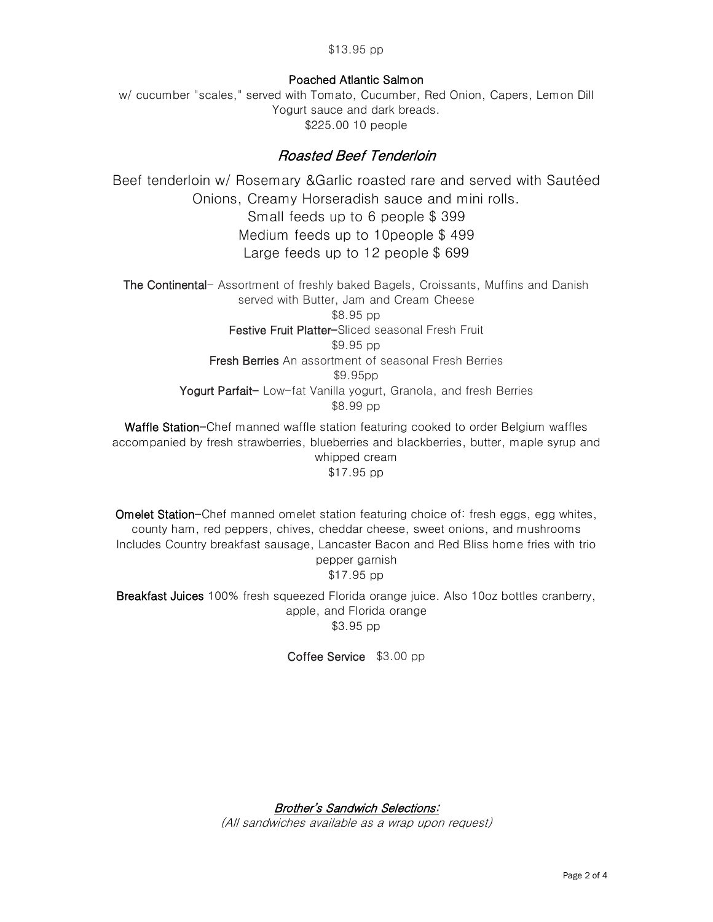$13.95 pp

**Poached Atlantic Salmon**

w/ cucumber "scales," served with Tomato, Cucumber, Red Onion, Capers, Lemon Dill Yogurt sauce and dark breads.

$225.00 10 people

## *Roasted Beef Tenderloin*

Beef tenderloin w/ Rosemary &Garlic roasted rare and served with Sautéed Onions, Creamy Horseradish sauce and mini rolls.

Small feeds up to 6 people $ 399

Medium feeds up to 10people $ 499

Large feeds up to 12 people $ 699

**The Continental**- Assortment of freshly baked Bagels, Croissants, Muffins and Danish served with Butter, Jam and Cream Cheese

$8.95 pp

**Festive Fruit Platter**–Sliced seasonal Fresh Fruit

$9.95 pp

**Fresh Berries** An assortment of seasonal Fresh Berries

$9.95pp

**Yogurt Parfait**– Low-fat Vanilla yogurt, Granola, and fresh Berries

$8.99 pp

**Waffle Station**–Chef manned waffle station featuring cooked to order Belgium waffles accompanied by fresh strawberries, blueberries and blackberries, butter, maple syrup and whipped cream

$17.95 pp

**Omelet Station**–Chef manned omelet station featuring choice of: fresh eggs, egg whites, county ham, red peppers, chives, cheddar cheese, sweet onions, and mushrooms Includes Country breakfast sausage, Lancaster Bacon and Red Bliss home fries with trio pepper garnish

$17.95 pp

**Breakfast Juices** 100% fresh squeezed Florida orange juice. Also 10oz bottles cranberry, apple, and Florida orange

$3.95 pp

**Coffee Service** $3.00 pp

## *Brother's Sandwich Selections:*

*(All sandwiches available as a wrap upon request)*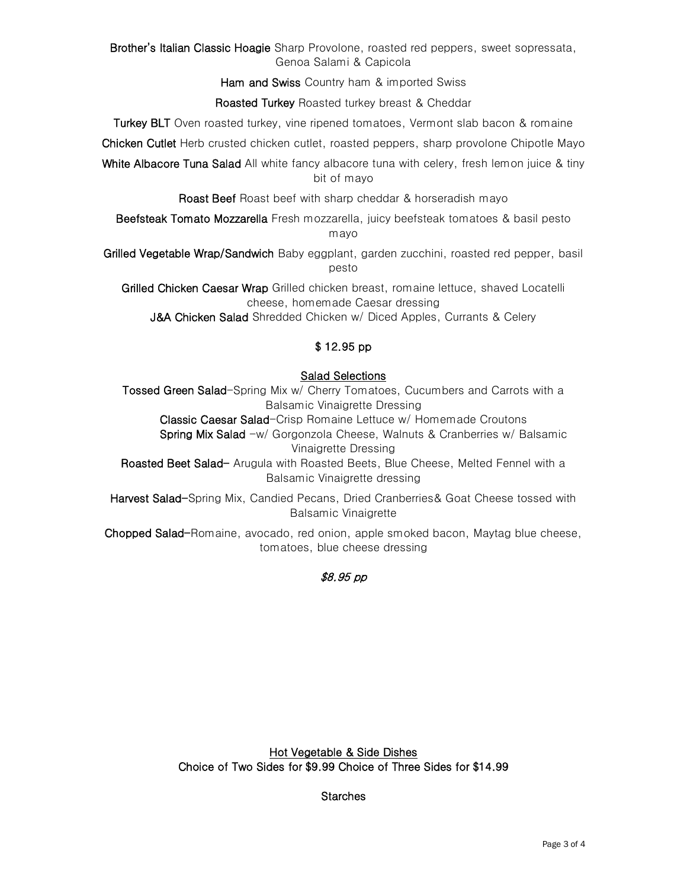**Brother's Italian Classic Hoagie** Sharp Provolone, roasted red peppers, sweet sopressata, Genoa Salami & Capicola

**Ham and Swiss** Country ham & imported Swiss

**Roasted Turkey** Roasted turkey breast & Cheddar

**Turkey BLT** Oven roasted turkey, vine ripened tomatoes, Vermont slab bacon & romaine

**Chicken Cutlet** Herb crusted chicken cutlet, roasted peppers, sharp provolone Chipotle Mayo

**White Albacore Tuna Salad** All white fancy albacore tuna with celery, fresh lemon juice & tiny bit of mayo

**Roast Beef** Roast beef with sharp cheddar & horseradish mayo

**Beefsteak Tomato Mozzarella** Fresh mozzarella, juicy beefsteak tomatoes & basil pesto mayo

**Grilled Vegetable Wrap/Sandwich** Baby eggplant, garden zucchini, roasted red pepper, basil pesto

**Grilled Chicken Caesar Wrap** Grilled chicken breast, romaine lettuce, shaved Locatelli cheese, homemade Caesar dressing

**J&A Chicken Salad** Shredded Chicken w/ Diced Apples, Currants & Celery

**$ 12.95 pp**

## Salad Selections

**Tossed Green Salad**-Spring Mix w/ Cherry Tomatoes, Cucumbers and Carrots with a Balsamic Vinaigrette Dressing

**Classic Caesar Salad**-Crisp Romaine Lettuce w/ Homemade Croutons

**Spring Mix Salad** -w/ Gorgonzola Cheese, Walnuts & Cranberries w/ Balsamic Vinaigrette Dressing

**Roasted Beet Salad**- Arugula with Roasted Beets, Blue Cheese, Melted Fennel with a Balsamic Vinaigrette dressing

**Harvest Salad**-Spring Mix, Candied Pecans, Dried Cranberries& Goat Cheese tossed with Balsamic Vinaigrette

**Chopped Salad**-Romaine, avocado, red onion, apple smoked bacon, Maytag blue cheese, tomatoes, blue cheese dressing

*$8.95 pp*

## Hot Vegetable & Side Dishes

Choice of Two Sides for $9.99 Choice of Three Sides for $14.99

### Starches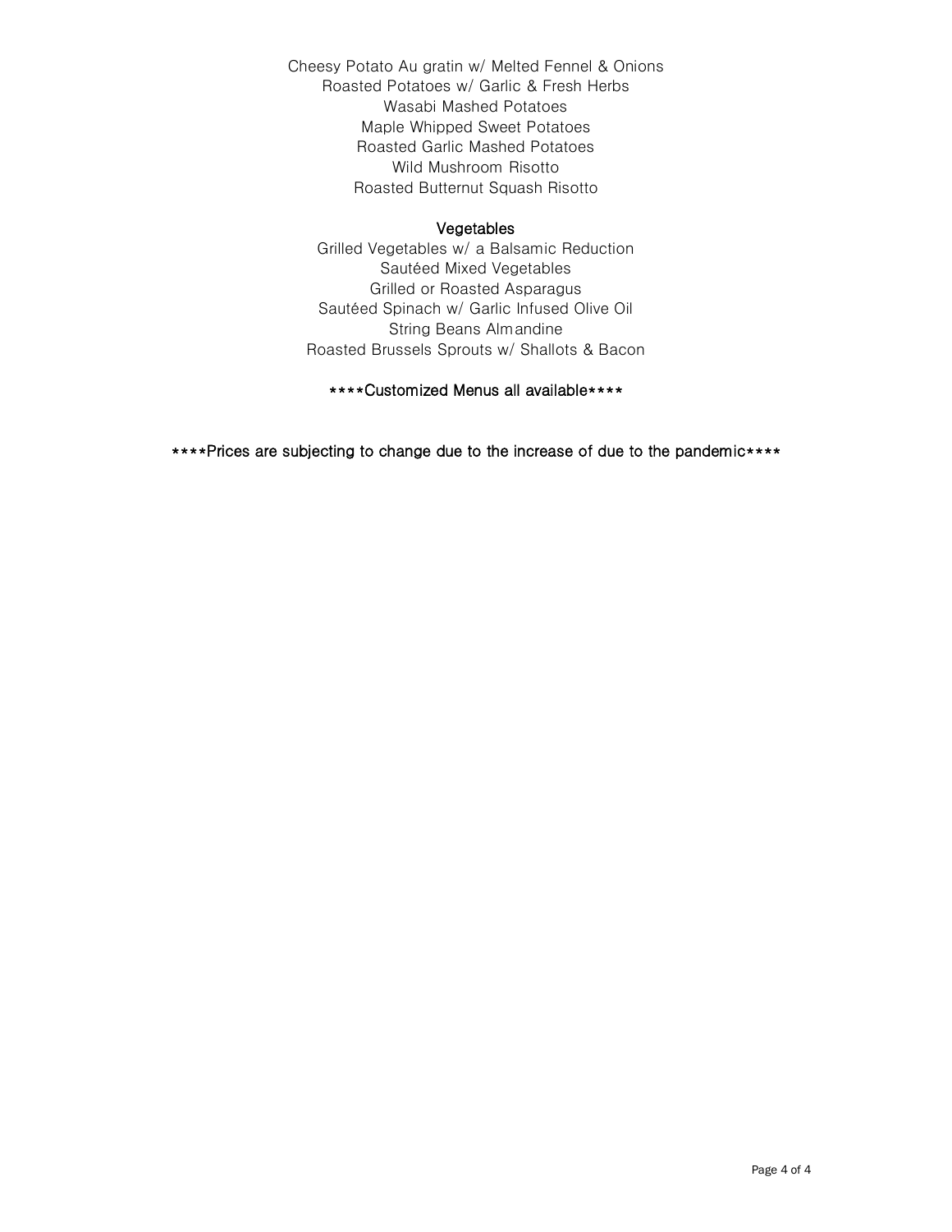Cheesy Potato Au gratin w/ Melted Fennel & Onions
Roasted Potatoes w/ Garlic & Fresh Herbs
Wasabi Mashed Potatoes
Maple Whipped Sweet Potatoes
Roasted Garlic Mashed Potatoes
Wild Mushroom Risotto
Roasted Butternut Squash Risotto

## Vegetables

Grilled Vegetables w/ a Balsamic Reduction
Sautéed Mixed Vegetables
Grilled or Roasted Asparagus
Sautéed Spinach w/ Garlic Infused Olive Oil
String Beans Almandine
Roasted Brussels Sprouts w/ Shallots & Bacon

****Customized Menus all available****

****Prices are subjecting to change due to the increase of due to the pandemic****